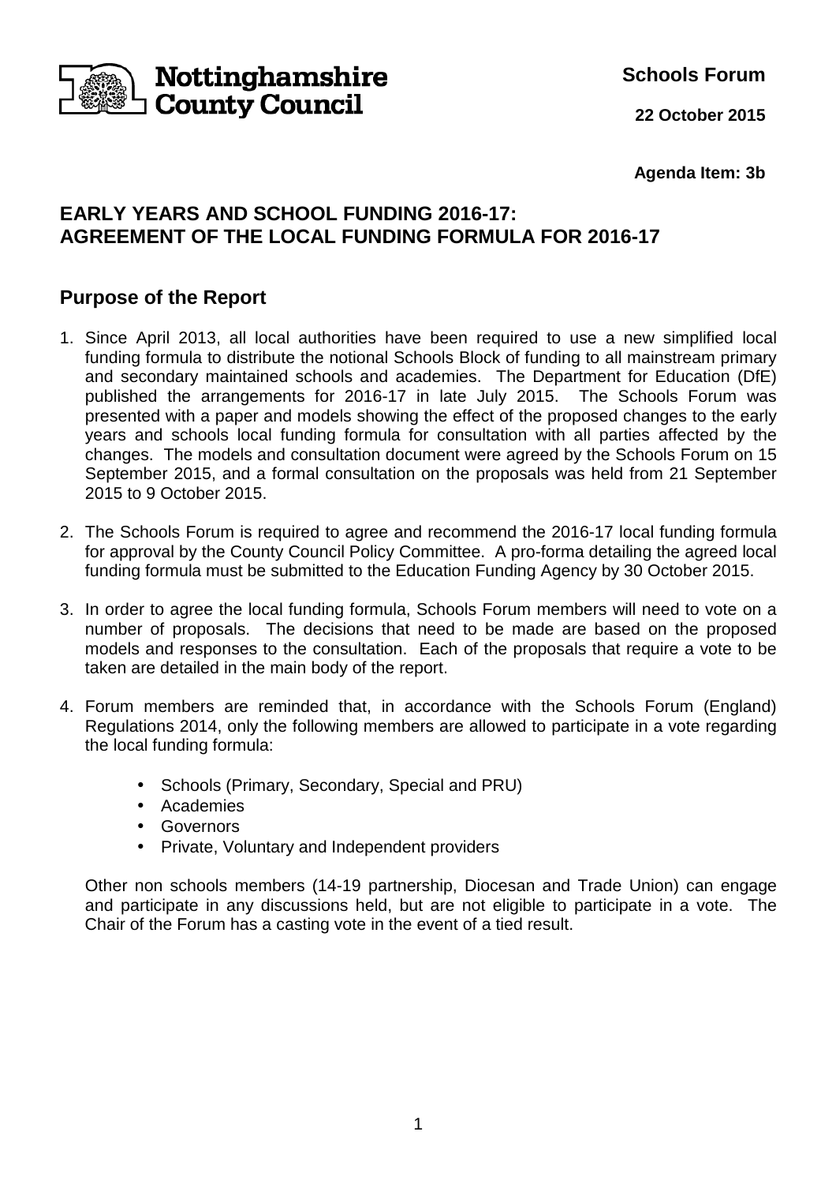Nottinghamshire County Council

**Schools Forum**

**22 October 2015**

**Agenda Item: 3b**

# EARLY YEARS AND SCHOOL FUNDING 2016-17: AGREEMENT OF THE LOCAL FUNDING FORMULA FOR 2016-17

## Purpose of the Report

1. Since April 2013, all local authorities have been required to use a new simplified local funding formula to distribute the notional Schools Block of funding to all mainstream primary and secondary maintained schools and academies. The Department for Education (DfE) published the arrangements for 2016-17 in late July 2015. The Schools Forum was presented with a paper and models showing the effect of the proposed changes to the early years and schools local funding formula for consultation with all parties affected by the changes. The models and consultation document were agreed by the Schools Forum on 15 September 2015, and a formal consultation on the proposals was held from 21 September 2015 to 9 October 2015.

2. The Schools Forum is required to agree and recommend the 2016-17 local funding formula for approval by the County Council Policy Committee. A pro-forma detailing the agreed local funding formula must be submitted to the Education Funding Agency by 30 October 2015.

3. In order to agree the local funding formula, Schools Forum members will need to vote on a number of proposals. The decisions that need to be made are based on the proposed models and responses to the consultation. Each of the proposals that require a vote to be taken are detailed in the main body of the report.

4. Forum members are reminded that, in accordance with the Schools Forum (England) Regulations 2014, only the following members are allowed to participate in a vote regarding the local funding formula:

    - Schools (Primary, Secondary, Special and PRU)
    - Academies
    - Governors
    - Private, Voluntary and Independent providers

    Other non schools members (14-19 partnership, Diocesan and Trade Union) can engage and participate in any discussions held, but are not eligible to participate in a vote. The Chair of the Forum has a casting vote in the event of a tied result.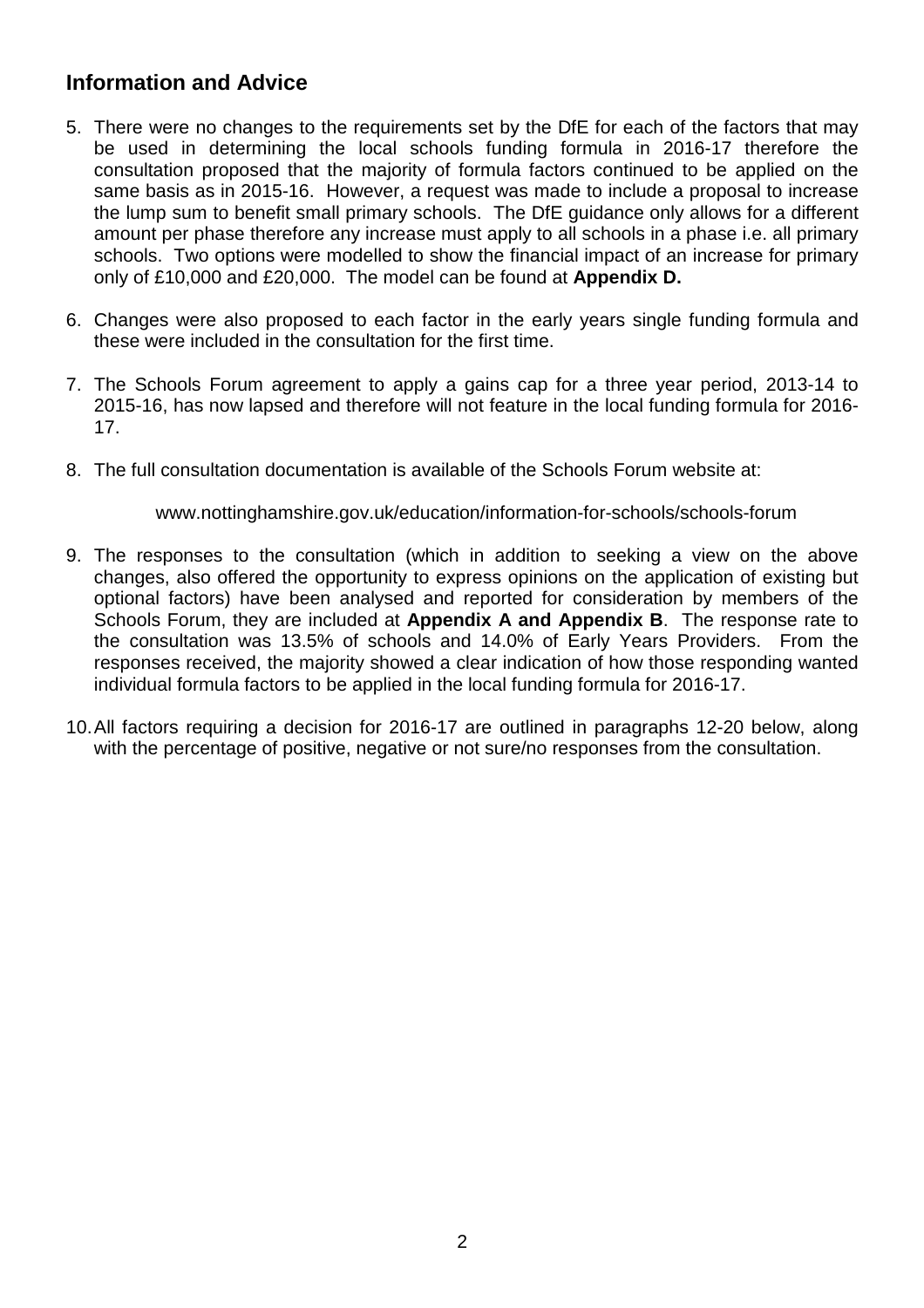## Information and Advice

5. There were no changes to the requirements set by the DfE for each of the factors that may be used in determining the local schools funding formula in 2016-17 therefore the consultation proposed that the majority of formula factors continued to be applied on the same basis as in 2015-16. However, a request was made to include a proposal to increase the lump sum to benefit small primary schools. The DfE guidance only allows for a different amount per phase therefore any increase must apply to all schools in a phase i.e. all primary schools. Two options were modelled to show the financial impact of an increase for primary only of £10,000 and £20,000. The model can be found at **Appendix D.**

6. Changes were also proposed to each factor in the early years single funding formula and these were included in the consultation for the first time.

7. The Schools Forum agreement to apply a gains cap for a three year period, 2013-14 to 2015-16, has now lapsed and therefore will not feature in the local funding formula for 2016-17.

8. The full consultation documentation is available of the Schools Forum website at:

   www.nottinghamshire.gov.uk/education/information-for-schools/schools-forum

9. The responses to the consultation (which in addition to seeking a view on the above changes, also offered the opportunity to express opinions on the application of existing but optional factors) have been analysed and reported for consideration by members of the Schools Forum, they are included at **Appendix A and Appendix B**. The response rate to the consultation was 13.5% of schools and 14.0% of Early Years Providers. From the responses received, the majority showed a clear indication of how those responding wanted individual formula factors to be applied in the local funding formula for 2016-17.

10. All factors requiring a decision for 2016-17 are outlined in paragraphs 12-20 below, along with the percentage of positive, negative or not sure/no responses from the consultation.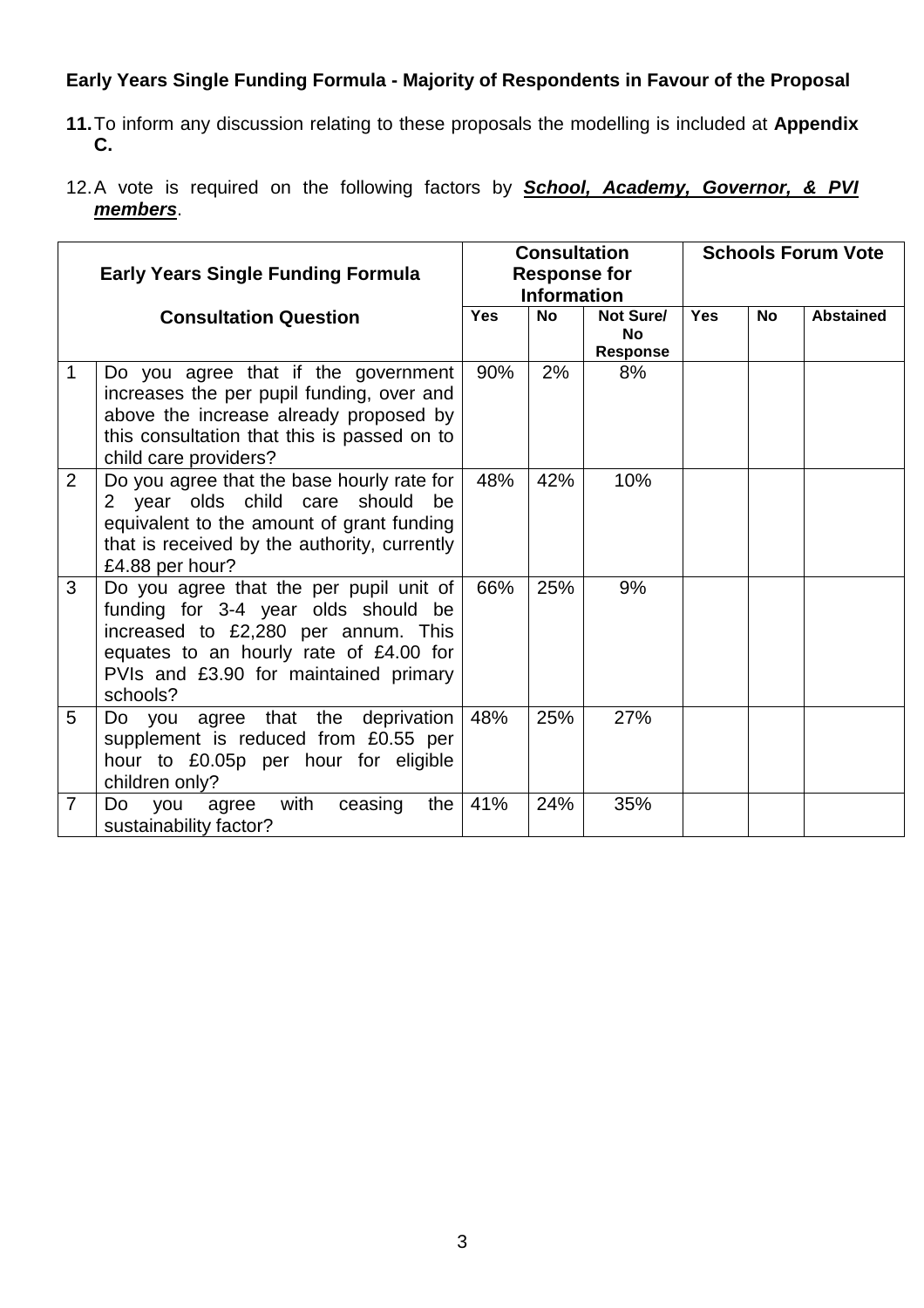**Early Years Single Funding Formula - Majority of Respondents in Favour of the Proposal**

**11.** To inform any discussion relating to these proposals the modelling is included at **Appendix C.**

12. A vote is required on the following factors by ***School, Academy, Governor, & PVI members***.

| Early Years Single Funding Formula | | Consultation Response for Information | | | Schools Forum Vote | | |
|---|---|---|---|---|---|---|---|
| **Consultation Question** | | **Yes** | **No** | **Not Sure/ No Response** | **Yes** | **No** | **Abstained** |
| 1 | Do you agree that if the government increases the per pupil funding, over and above the increase already proposed by this consultation that this is passed on to child care providers? | 90% | 2% | 8% | | | |
| 2 | Do you agree that the base hourly rate for 2 year olds child care should be equivalent to the amount of grant funding that is received by the authority, currently £4.88 per hour? | 48% | 42% | 10% | | | |
| 3 | Do you agree that the per pupil unit of funding for 3-4 year olds should be increased to £2,280 per annum. This equates to an hourly rate of £4.00 for PVIs and £3.90 for maintained primary schools? | 66% | 25% | 9% | | | |
| 5 | Do you agree that the deprivation supplement is reduced from £0.55 per hour to £0.05p per hour for eligible children only? | 48% | 25% | 27% | | | |
| 7 | Do you agree with ceasing the sustainability factor? | 41% | 24% | 35% | | | |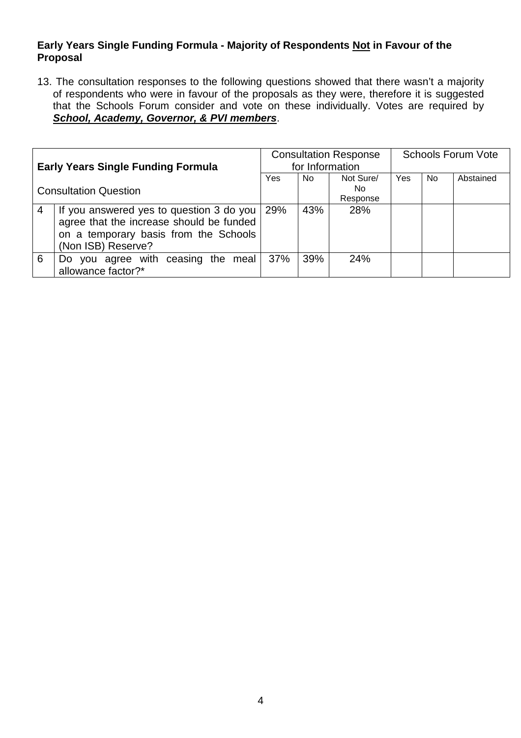**Early Years Single Funding Formula - Majority of Respondents <u>Not</u> in Favour of the Proposal**

13. The consultation responses to the following questions showed that there wasn't a majority of respondents who were in favour of the proposals as they were, therefore it is suggested that the Schools Forum consider and vote on these individually. Votes are required by ***<u>School, Academy, Governor, & PVI members</u>***.

| **Early Years Single Funding Formula** | | Consultation Response for Information | | | Schools Forum Vote | | |
|---|---|---|---|---|---|---|---|
| Consultation Question | | Yes | No | Not Sure/ No Response | Yes | No | Abstained |
| 4 | If you answered yes to question 3 do you agree that the increase should be funded on a temporary basis from the Schools (Non ISB) Reserve? | 29% | 43% | 28% | | | |
| 6 | Do you agree with ceasing the meal allowance factor?* | 37% | 39% | 24% | | | |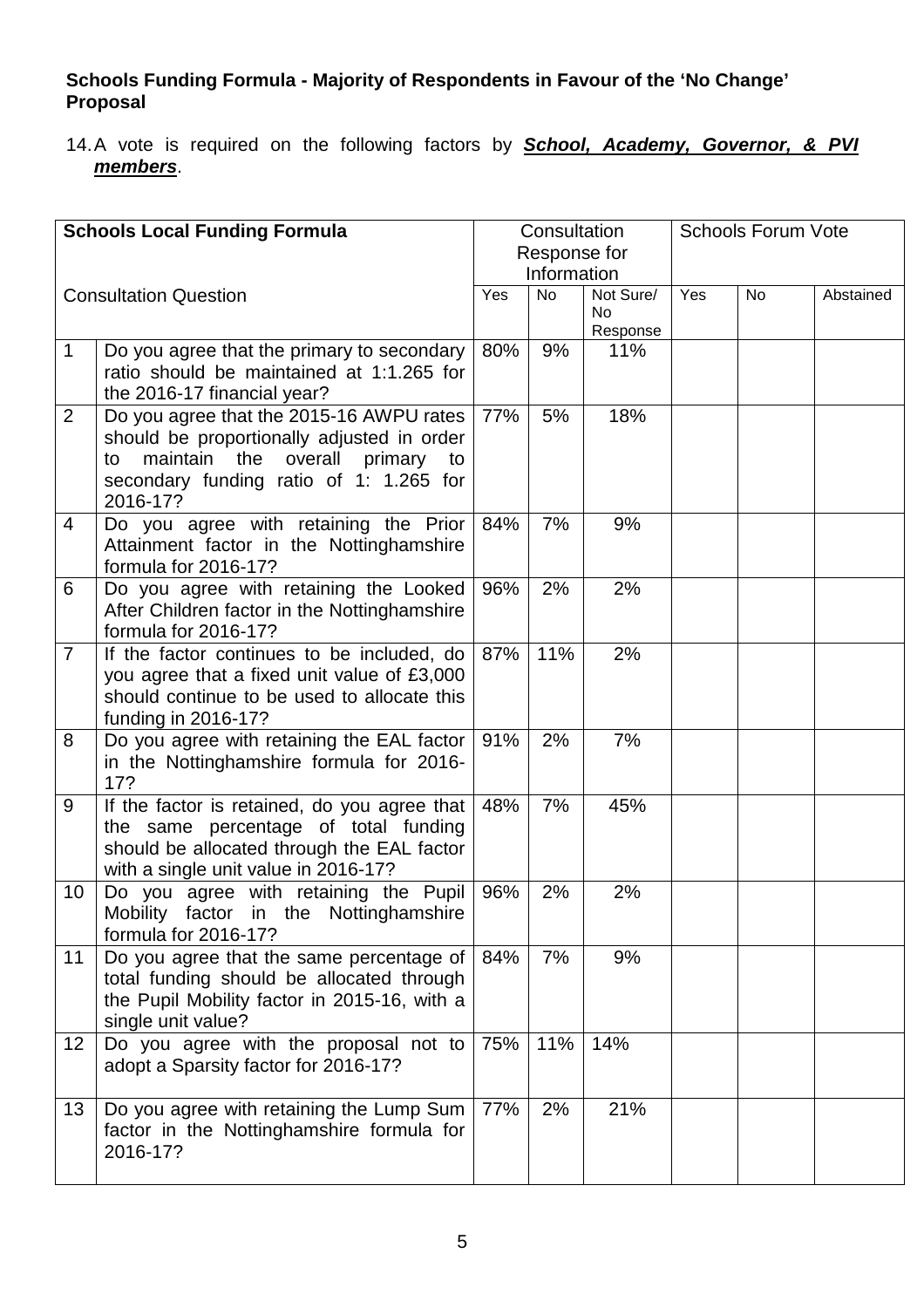**Schools Funding Formula - Majority of Respondents in Favour of the 'No Change' Proposal**

14. A vote is required on the following factors by ***School, Academy, Governor, & PVI members***.

| Schools Local Funding Formula | | Consultation Response for Information | | | Schools Forum Vote | | |
|---|---|---|---|---|---|---|---|
| Consultation Question | | Yes | No | Not Sure/ No Response | Yes | No | Abstained |
| 1 | Do you agree that the primary to secondary ratio should be maintained at 1:1.265 for the 2016-17 financial year? | 80% | 9% | 11% | | | |
| 2 | Do you agree that the 2015-16 AWPU rates should be proportionally adjusted in order to maintain the overall primary to secondary funding ratio of 1: 1.265 for 2016-17? | 77% | 5% | 18% | | | |
| 4 | Do you agree with retaining the Prior Attainment factor in the Nottinghamshire formula for 2016-17? | 84% | 7% | 9% | | | |
| 6 | Do you agree with retaining the Looked After Children factor in the Nottinghamshire formula for 2016-17? | 96% | 2% | 2% | | | |
| 7 | If the factor continues to be included, do you agree that a fixed unit value of £3,000 should continue to be used to allocate this funding in 2016-17? | 87% | 11% | 2% | | | |
| 8 | Do you agree with retaining the EAL factor in the Nottinghamshire formula for 2016-17? | 91% | 2% | 7% | | | |
| 9 | If the factor is retained, do you agree that the same percentage of total funding should be allocated through the EAL factor with a single unit value in 2016-17? | 48% | 7% | 45% | | | |
| 10 | Do you agree with retaining the Pupil Mobility factor in the Nottinghamshire formula for 2016-17? | 96% | 2% | 2% | | | |
| 11 | Do you agree that the same percentage of total funding should be allocated through the Pupil Mobility factor in 2015-16, with a single unit value? | 84% | 7% | 9% | | | |
| 12 | Do you agree with the proposal not to adopt a Sparsity factor for 2016-17? | 75% | 11% | 14% | | | |
| 13 | Do you agree with retaining the Lump Sum factor in the Nottinghamshire formula for 2016-17? | 77% | 2% | 21% | | | |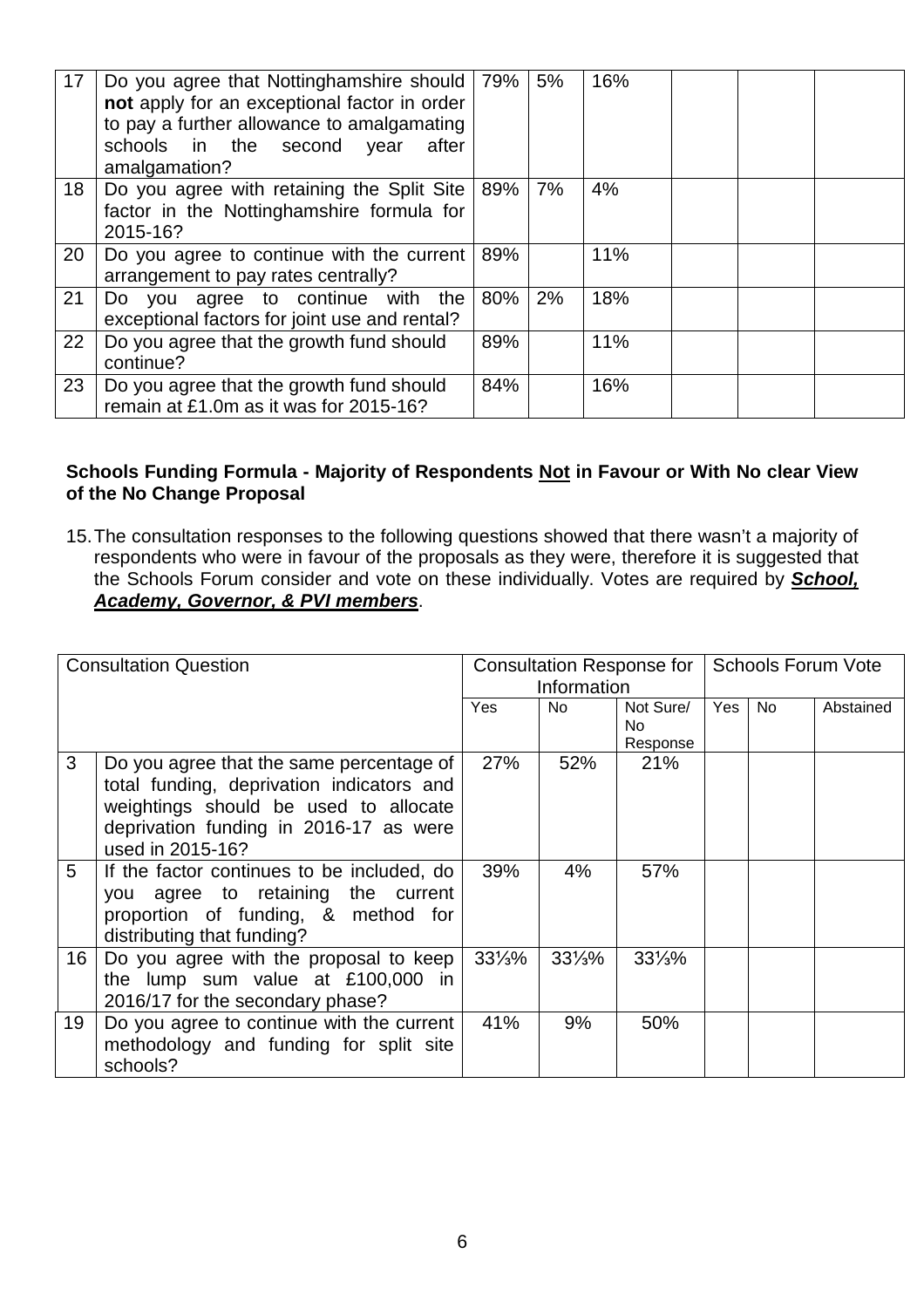| 17 | Do you agree that Nottinghamshire should **not** apply for an exceptional factor in order to pay a further allowance to amalgamating schools in the second year after amalgamation? | 79% | 5% | 16% | | | |
|---|---|---|---|---|---|---|---|
| 18 | Do you agree with retaining the Split Site factor in the Nottinghamshire formula for 2015-16? | 89% | 7% | 4% | | | |
| 20 | Do you agree to continue with the current arrangement to pay rates centrally? | 89% | | 11% | | | |
| 21 | Do you agree to continue with the exceptional factors for joint use and rental? | 80% | 2% | 18% | | | |
| 22 | Do you agree that the growth fund should continue? | 89% | | 11% | | | |
| 23 | Do you agree that the growth fund should remain at £1.0m as it was for 2015-16? | 84% | | 16% | | | |

**Schools Funding Formula - Majority of Respondents <u>Not</u> in Favour or With No clear View of the No Change Proposal**

15. The consultation responses to the following questions showed that there wasn't a majority of respondents who were in favour of the proposals as they were, therefore it is suggested that the Schools Forum consider and vote on these individually. Votes are required by ***<u>School, Academy, Governor, & PVI members</u>***.

| Consultation Question | | Consultation Response for Information | | | Schools Forum Vote | | |
|---|---|---|---|---|---|---|---|
| | | Yes | No | Not Sure/ No Response | Yes | No | Abstained |
| 3 | Do you agree that the same percentage of total funding, deprivation indicators and weightings should be used to allocate deprivation funding in 2016-17 as were used in 2015-16? | 27% | 52% | 21% | | | |
| 5 | If the factor continues to be included, do you agree to retaining the current proportion of funding, & method for distributing that funding? | 39% | 4% | 57% | | | |
| 16 | Do you agree with the proposal to keep the lump sum value at £100,000 in 2016/17 for the secondary phase? | 33⅓% | 33⅓% | 33⅓% | | | |
| 19 | Do you agree to continue with the current methodology and funding for split site schools? | 41% | 9% | 50% | | | |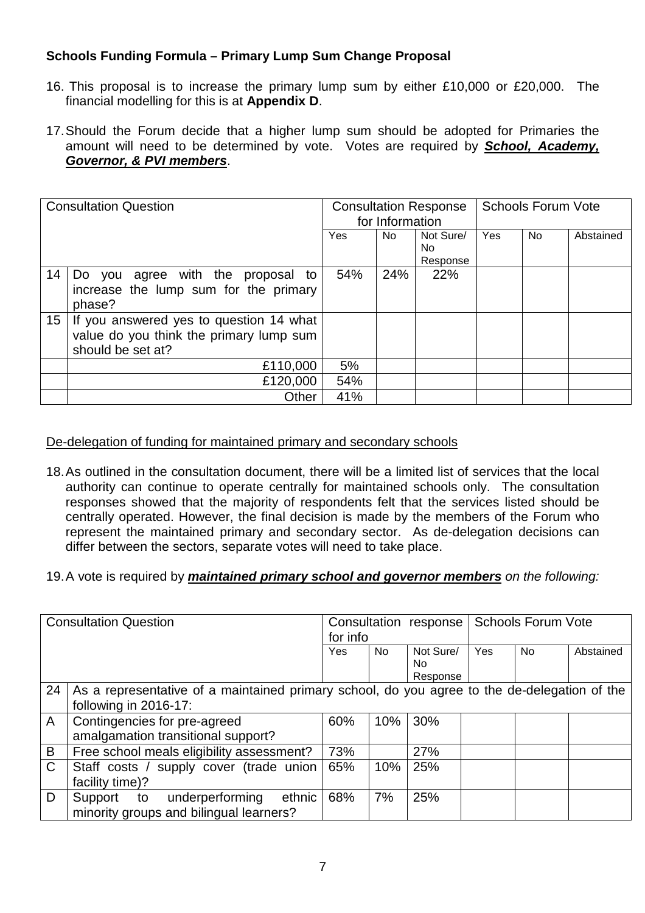**Schools Funding Formula – Primary Lump Sum Change Proposal**

16. This proposal is to increase the primary lump sum by either £10,000 or £20,000. The financial modelling for this is at **Appendix D**.

17. Should the Forum decide that a higher lump sum should be adopted for Primaries the amount will need to be determined by vote. Votes are required by ***School, Academy, Governor, & PVI members***.

| Consultation Question | | Consultation Response for Information | | | Schools Forum Vote | | |
|---|---|---|---|---|---|---|---|
| | | Yes | No | Not Sure/ No Response | Yes | No | Abstained |
| 14 | Do you agree with the proposal to increase the lump sum for the primary phase? | 54% | 24% | 22% | | | |
| 15 | If you answered yes to question 14 what value do you think the primary lump sum should be set at? | | | | | | |
| | £110,000 | 5% | | | | | |
| | £120,000 | 54% | | | | | |
| | Other | 41% | | | | | |

De-delegation of funding for maintained primary and secondary schools

18. As outlined in the consultation document, there will be a limited list of services that the local authority can continue to operate centrally for maintained schools only. The consultation responses showed that the majority of respondents felt that the services listed should be centrally operated. However, the final decision is made by the members of the Forum who represent the maintained primary and secondary sector. As de-delegation decisions can differ between the sectors, separate votes will need to take place.

19. A vote is required by ***maintained primary school and governor members*** *on the following:*

| Consultation Question | | Consultation response for info | | | Schools Forum Vote | | |
|---|---|---|---|---|---|---|---|
| | | Yes | No | Not Sure/ No Response | Yes | No | Abstained |
| 24 | As a representative of a maintained primary school, do you agree to the de-delegation of the following in 2016-17: | | | | | | |
| A | Contingencies for pre-agreed amalgamation transitional support? | 60% | 10% | 30% | | | |
| B | Free school meals eligibility assessment? | 73% | | 27% | | | |
| C | Staff costs / supply cover (trade union facility time)? | 65% | 10% | 25% | | | |
| D | Support to underperforming ethnic minority groups and bilingual learners? | 68% | 7% | 25% | | | |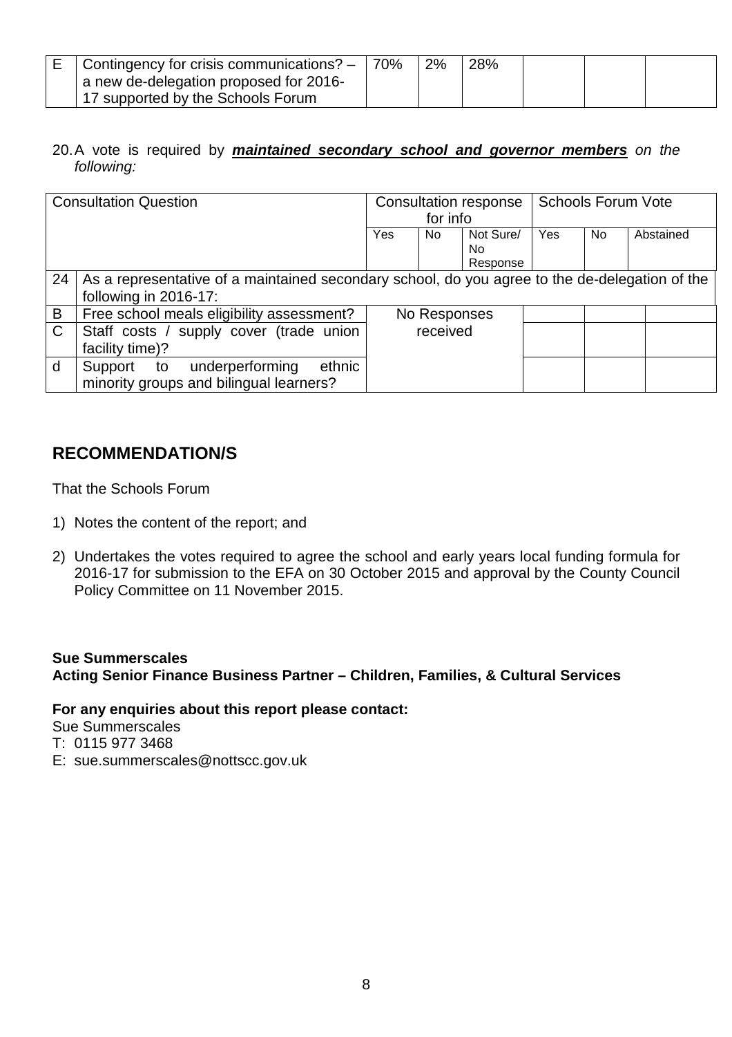| | | | | | | | |
|---|---|---|---|---|---|---|---|
| E | Contingency for crisis communications? – a new de-delegation proposed for 2016-17 supported by the Schools Forum | 70% | 2% | 28% | | | |

20. A vote is required by ***maintained secondary school and governor members*** *on the following:*

| Consultation Question | | Consultation response for info | | | Schools Forum Vote | | |
|---|---|---|---|---|---|---|---|
| | | Yes | No | Not Sure/ No Response | Yes | No | Abstained |
| 24 | As a representative of a maintained secondary school, do you agree to the de-delegation of the following in 2016-17: | | | | | | |
| B | Free school meals eligibility assessment? | No Responses received | | | | | |
| C | Staff costs / supply cover (trade union facility time)? | | | | | | |
| d | Support to underperforming ethnic minority groups and bilingual learners? | | | | | | |

## RECOMMENDATION/S

That the Schools Forum

1) Notes the content of the report; and

2) Undertakes the votes required to agree the school and early years local funding formula for 2016-17 for submission to the EFA on 30 October 2015 and approval by the County Council Policy Committee on 11 November 2015.

**Sue Summerscales**
**Acting Senior Finance Business Partner – Children, Families, & Cultural Services**

**For any enquiries about this report please contact:**
Sue Summerscales
T: 0115 977 3468
E: sue.summerscales@nottscc.gov.uk